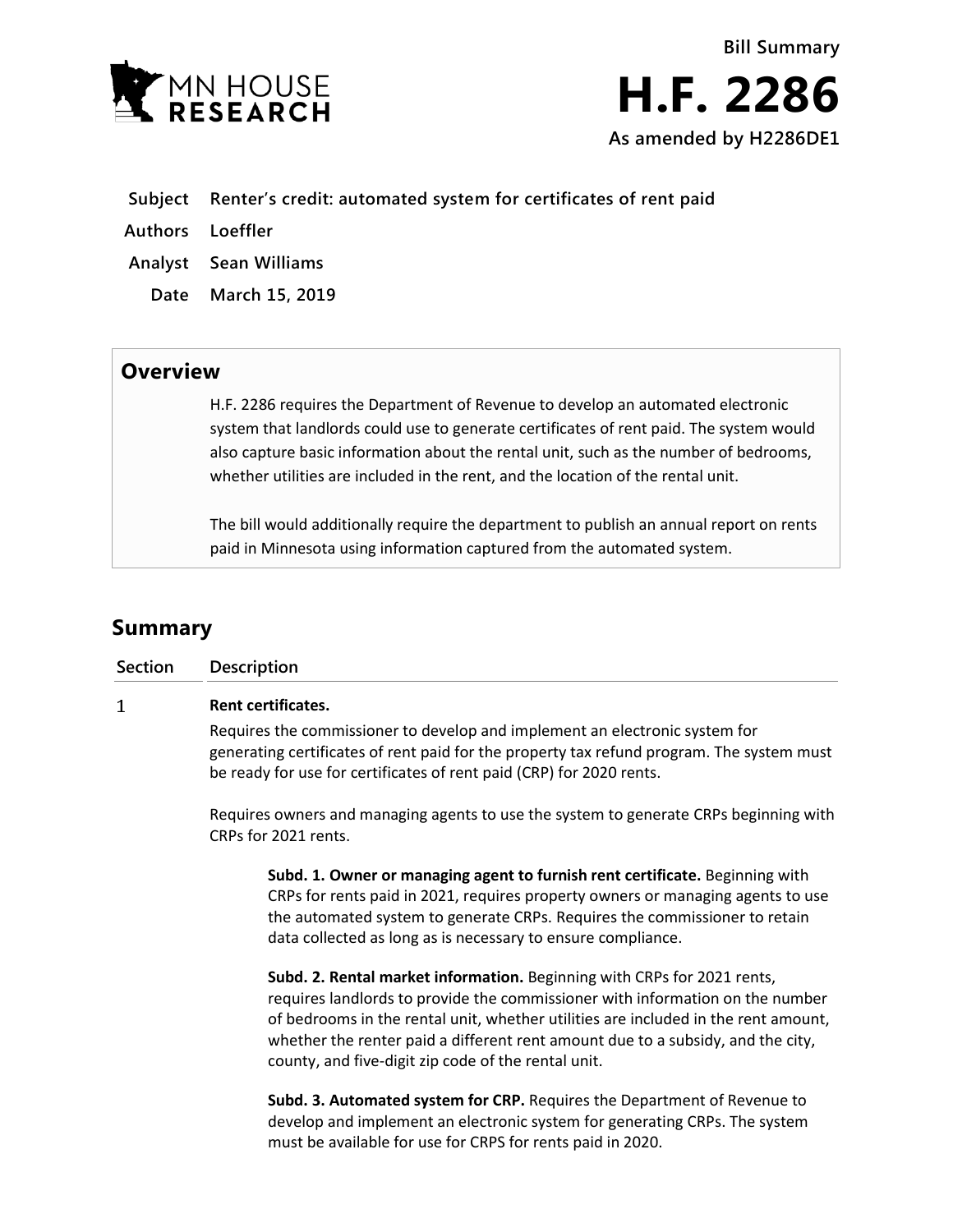Bill Summary

# H.F. 2286

**As amended by H2286DE1**

| | |
|---|---|
| **Subject** | **Renter's credit: automated system for certificates of rent paid** |
| **Authors** | **Loeffler** |
| **Analyst** | **Sean Williams** |
| **Date** | **March 15, 2019** |

## Overview

H.F. 2286 requires the Department of Revenue to develop an automated electronic system that landlords could use to generate certificates of rent paid. The system would also capture basic information about the rental unit, such as the number of bedrooms, whether utilities are included in the rent, and the location of the rental unit.

The bill would additionally require the department to publish an annual report on rents paid in Minnesota using information captured from the automated system.

## Summary

| Section | Description |
|---|---|
| 1 | **Rent certificates.** |

Requires the commissioner to develop and implement an electronic system for generating certificates of rent paid for the property tax refund program. The system must be ready for use for certificates of rent paid (CRP) for 2020 rents.

Requires owners and managing agents to use the system to generate CRPs beginning with CRPs for 2021 rents.

**Subd. 1. Owner or managing agent to furnish rent certificate.** Beginning with CRPs for rents paid in 2021, requires property owners or managing agents to use the automated system to generate CRPs. Requires the commissioner to retain data collected as long as is necessary to ensure compliance.

**Subd. 2. Rental market information.** Beginning with CRPs for 2021 rents, requires landlords to provide the commissioner with information on the number of bedrooms in the rental unit, whether utilities are included in the rent amount, whether the renter paid a different rent amount due to a subsidy, and the city, county, and five-digit zip code of the rental unit.

**Subd. 3. Automated system for CRP.** Requires the Department of Revenue to develop and implement an electronic system for generating CRPs. The system must be available for use for CRPS for rents paid in 2020.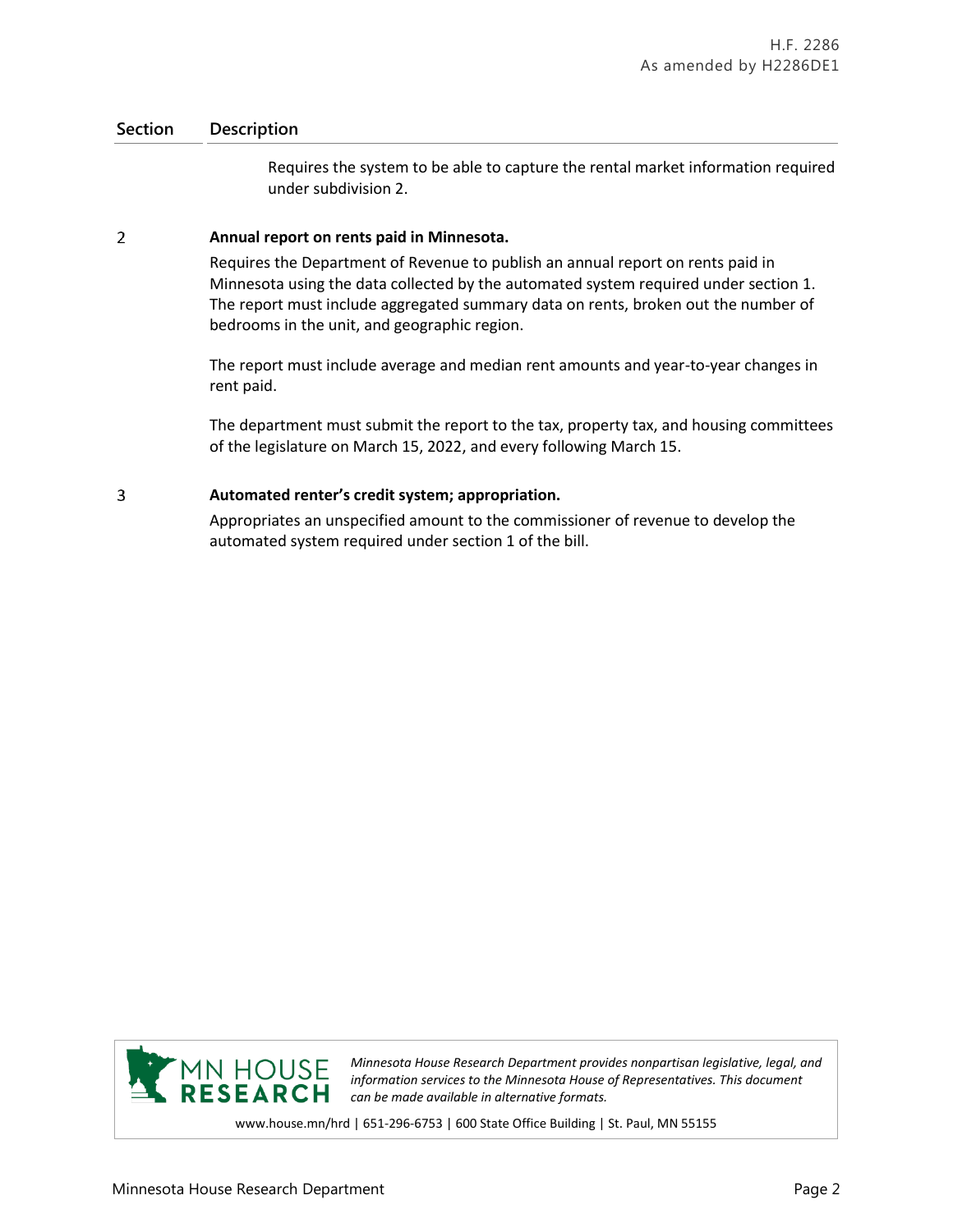| Section | Description |
|---|---|
| | Requires the system to be able to capture the rental market information required under subdivision 2. |
| 2 | **Annual report on rents paid in Minnesota.**<br><br>Requires the Department of Revenue to publish an annual report on rents paid in Minnesota using the data collected by the automated system required under section 1. The report must include aggregated summary data on rents, broken out the number of bedrooms in the unit, and geographic region.<br><br>The report must include average and median rent amounts and year-to-year changes in rent paid.<br><br>The department must submit the report to the tax, property tax, and housing committees of the legislature on March 15, 2022, and every following March 15. |
| 3 | **Automated renter's credit system; appropriation.**<br><br>Appropriates an unspecified amount to the commissioner of revenue to develop the automated system required under section 1 of the bill. |

MN HOUSE RESEARCH

*Minnesota House Research Department provides nonpartisan legislative, legal, and information services to the Minnesota House of Representatives. This document can be made available in alternative formats.*

www.house.mn/hrd | 651-296-6753 | 600 State Office Building | St. Paul, MN 55155